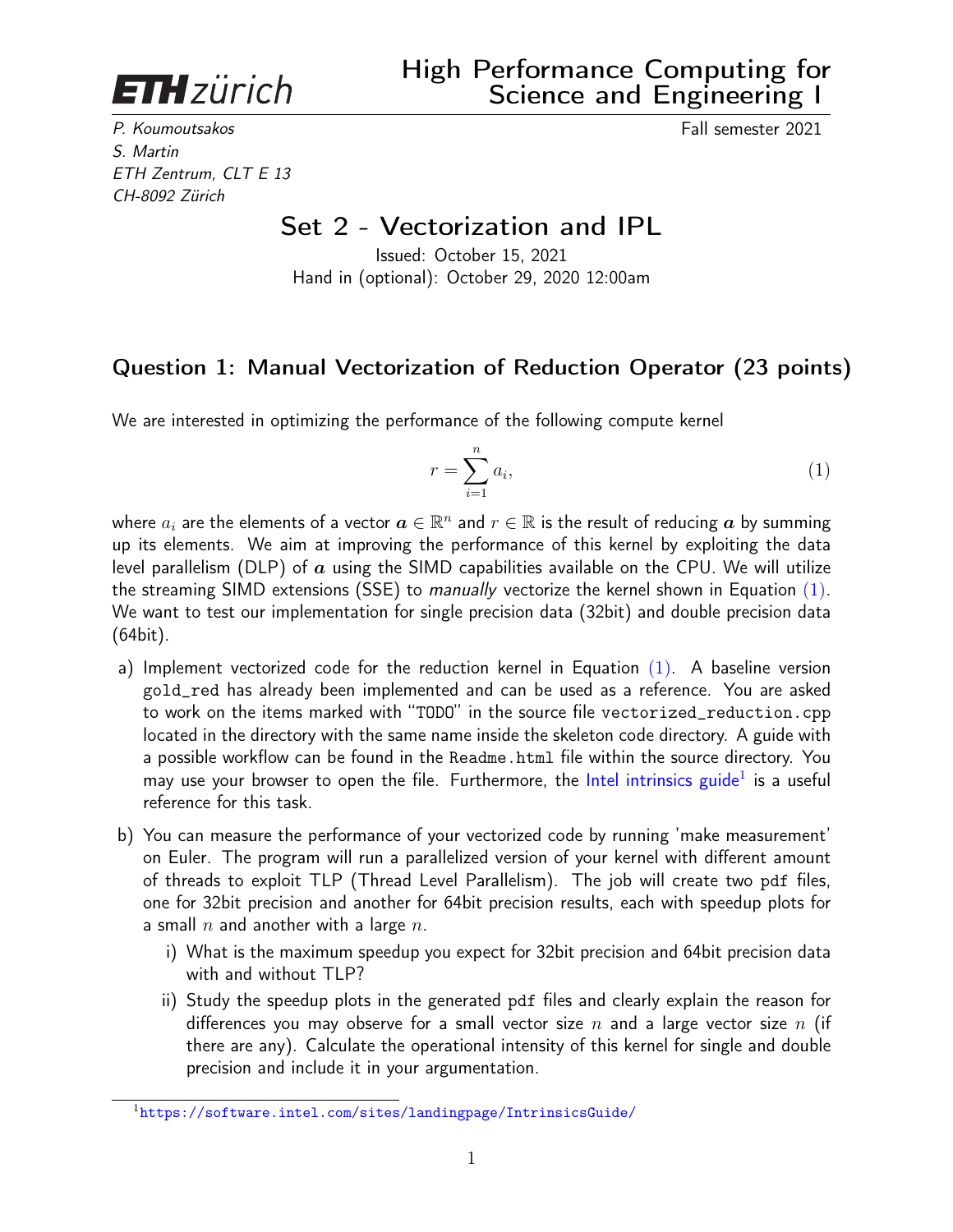**ETH zürich**

# High Performance Computing for Science and Engineering I

*P. Koumoutsakos*
*S. Martin*
*ETH Zentrum, CLT E 13*
*CH-8092 Zürich*

Fall semester 2021

## Set 2 - Vectorization and IPL

Issued: October 15, 2021
Hand in (optional): October 29, 2020 12:00am

### Question 1: Manual Vectorization of Reduction Operator (23 points)

We are interested in optimizing the performance of the following compute kernel

$$r = \sum_{i=1}^{n} a_i, \tag{1}$$

where $a_i$ are the elements of a vector $\boldsymbol{a} \in \mathbb{R}^n$ and $r \in \mathbb{R}$ is the result of reducing $\boldsymbol{a}$ by summing up its elements. We aim at improving the performance of this kernel by exploiting the data level parallelism (DLP) of $\boldsymbol{a}$ using the SIMD capabilities available on the CPU. We will utilize the streaming SIMD extensions (SSE) to *manually* vectorize the kernel shown in Equation (1). We want to test our implementation for single precision data (32bit) and double precision data (64bit).

a) Implement vectorized code for the reduction kernel in Equation (1). A baseline version `gold_red` has already been implemented and can be used as a reference. You are asked to work on the items marked with "`TODO`" in the source file `vectorized_reduction.cpp` located in the directory with the same name inside the skeleton code directory. A guide with a possible workflow can be found in the `Readme.html` file within the source directory. You may use your browser to open the file. Furthermore, the Intel intrinsics guide[1] is a useful reference for this task.

b) You can measure the performance of your vectorized code by running 'make measurement' on Euler. The program will run a parallelized version of your kernel with different amount of threads to exploit TLP (Thread Level Parallelism). The job will create two `pdf` files, one for 32bit precision and another for 64bit precision results, each with speedup plots for a small $n$ and another with a large $n$.

   i) What is the maximum speedup you expect for 32bit precision and 64bit precision data with and without TLP?

   ii) Study the speedup plots in the generated `pdf` files and clearly explain the reason for differences you may observe for a small vector size $n$ and a large vector size $n$ (if there are any). Calculate the operational intensity of this kernel for single and double precision and include it in your argumentation.

[1] https://software.intel.com/sites/landingpage/IntrinsicsGuide/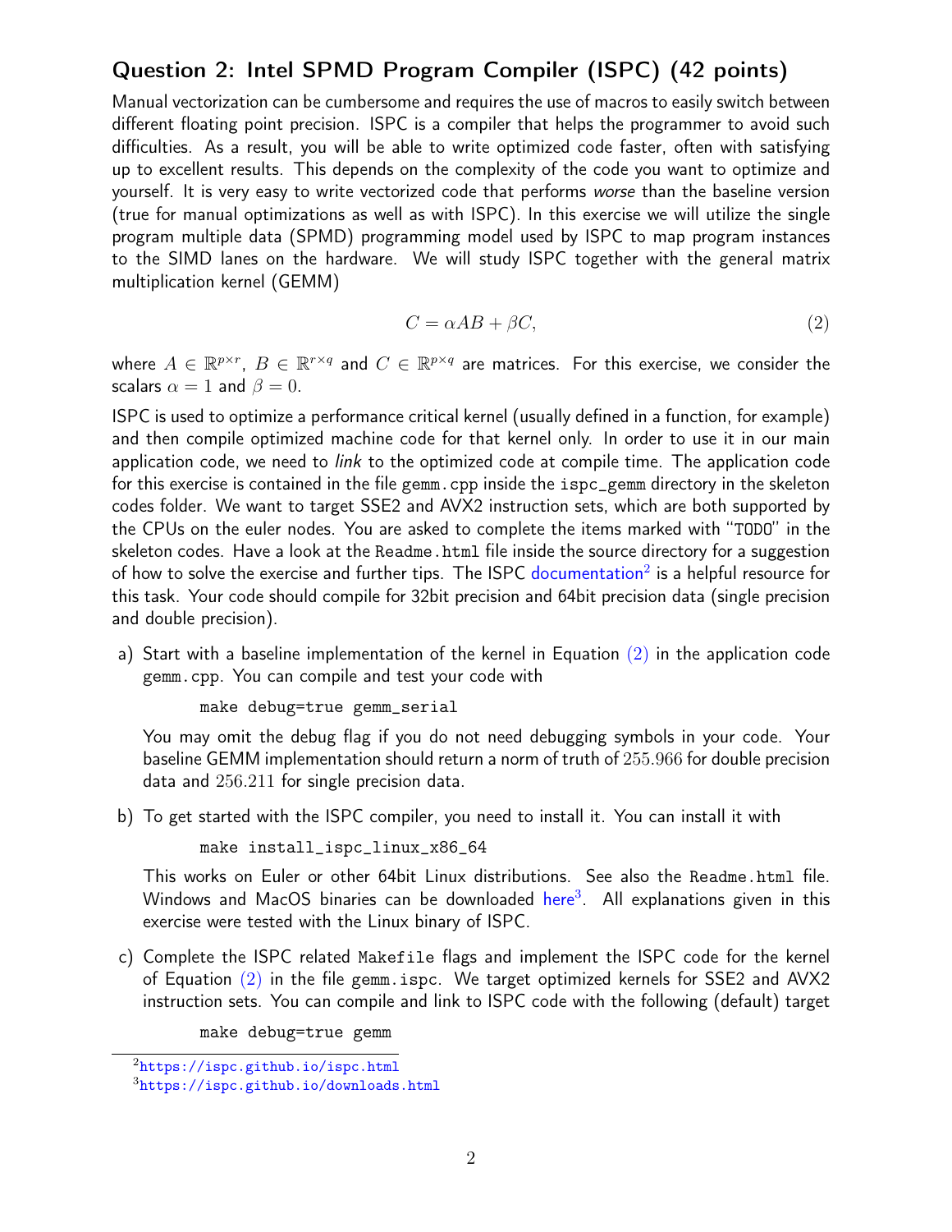## Question 2: Intel SPMD Program Compiler (ISPC) (42 points)

Manual vectorization can be cumbersome and requires the use of macros to easily switch between different floating point precision. ISPC is a compiler that helps the programmer to avoid such difficulties. As a result, you will be able to write optimized code faster, often with satisfying up to excellent results. This depends on the complexity of the code you want to optimize and yourself. It is very easy to write vectorized code that performs *worse* than the baseline version (true for manual optimizations as well as with ISPC). In this exercise we will utilize the single program multiple data (SPMD) programming model used by ISPC to map program instances to the SIMD lanes on the hardware. We will study ISPC together with the general matrix multiplication kernel (GEMM)

$$C = \alpha AB + \beta C, \tag{2}$$

where $A \in \mathbb{R}^{p\times r}$, $B \in \mathbb{R}^{r\times q}$ and $C \in \mathbb{R}^{p\times q}$ are matrices. For this exercise, we consider the scalars $\alpha = 1$ and $\beta = 0$.

ISPC is used to optimize a performance critical kernel (usually defined in a function, for example) and then compile optimized machine code for that kernel only. In order to use it in our main application code, we need to *link* to the optimized code at compile time. The application code for this exercise is contained in the file `gemm.cpp` inside the `ispc_gemm` directory in the skeleton codes folder. We want to target SSE2 and AVX2 instruction sets, which are both supported by the CPUs on the euler nodes. You are asked to complete the items marked with "TODO" in the skeleton codes. Have a look at the `Readme.html` file inside the source directory for a suggestion of how to solve the exercise and further tips. The ISPC documentation[2] is a helpful resource for this task. Your code should compile for 32bit precision and 64bit precision data (single precision and double precision).

a) Start with a baseline implementation of the kernel in Equation (2) in the application code `gemm.cpp`. You can compile and test your code with

```
make debug=true gemm_serial
```

You may omit the debug flag if you do not need debugging symbols in your code. Your baseline GEMM implementation should return a norm of truth of 255.966 for double precision data and 256.211 for single precision data.

b) To get started with the ISPC compiler, you need to install it. You can install it with

```
make install_ispc_linux_x86_64
```

This works on Euler or other 64bit Linux distributions. See also the `Readme.html` file. Windows and MacOS binaries can be downloaded here[3]. All explanations given in this exercise were tested with the Linux binary of ISPC.

c) Complete the ISPC related `Makefile` flags and implement the ISPC code for the kernel of Equation (2) in the file `gemm.ispc`. We target optimized kernels for SSE2 and AVX2 instruction sets. You can compile and link to ISPC code with the following (default) target

```
make debug=true gemm
```

[2] https://ispc.github.io/ispc.html

[3] https://ispc.github.io/downloads.html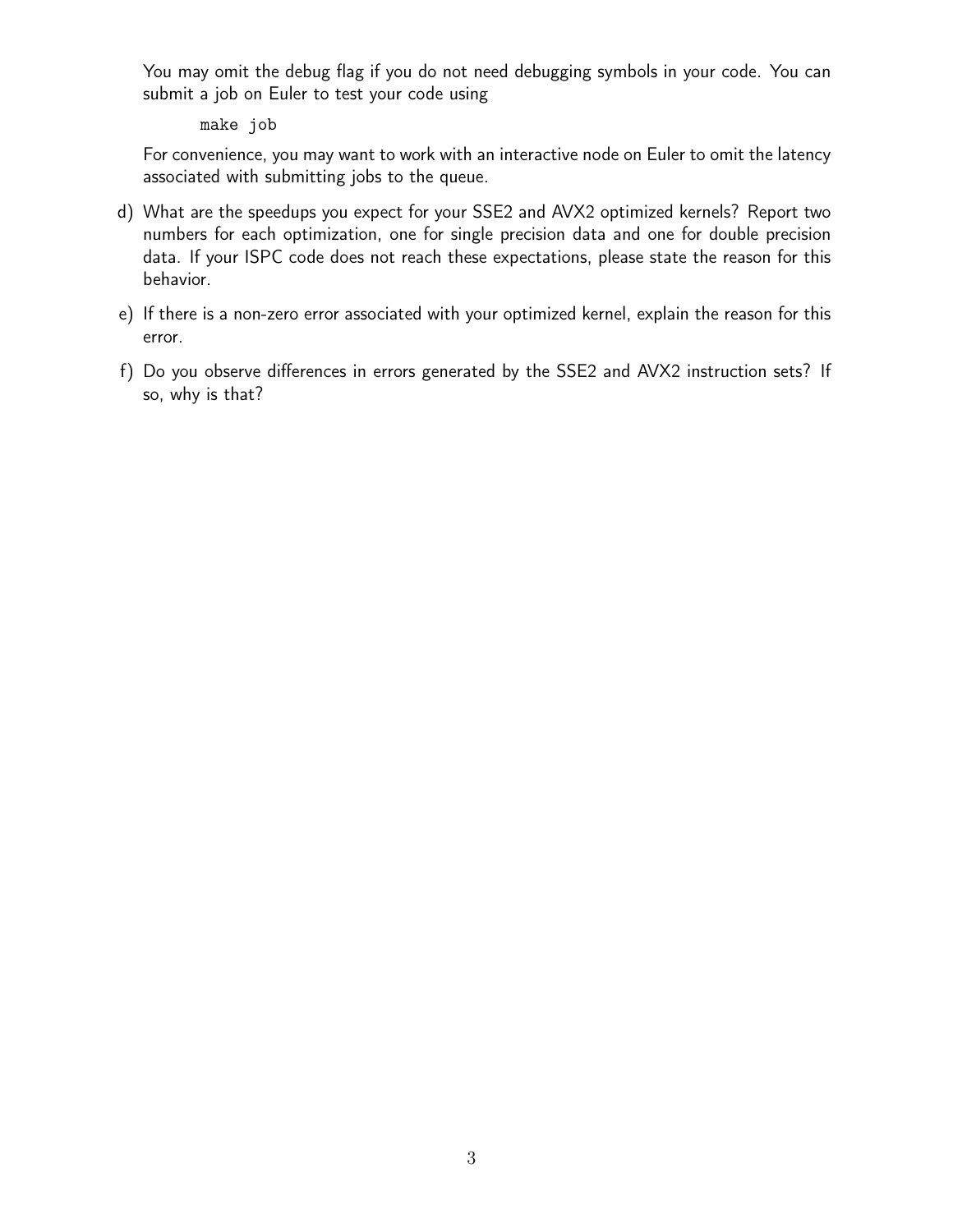You may omit the debug flag if you do not need debugging symbols in your code. You can submit a job on Euler to test your code using

```
make job
```

For convenience, you may want to work with an interactive node on Euler to omit the latency associated with submitting jobs to the queue.

d) What are the speedups you expect for your SSE2 and AVX2 optimized kernels? Report two numbers for each optimization, one for single precision data and one for double precision data. If your ISPC code does not reach these expectations, please state the reason for this behavior.

e) If there is a non-zero error associated with your optimized kernel, explain the reason for this error.

f) Do you observe differences in errors generated by the SSE2 and AVX2 instruction sets? If so, why is that?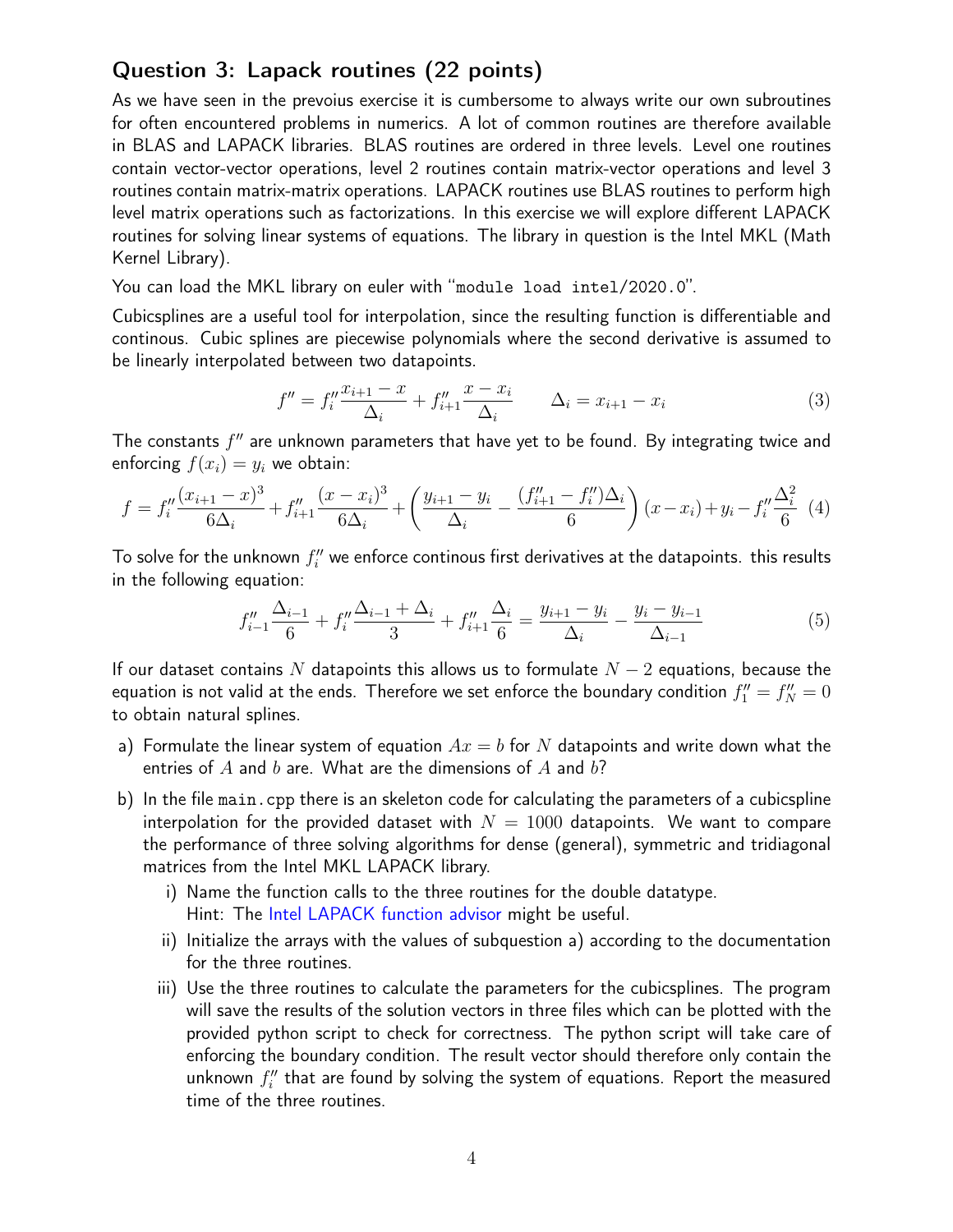## Question 3: Lapack routines (22 points)

As we have seen in the prevoius exercise it is cumbersome to always write our own subroutines for often encountered problems in numerics. A lot of common routines are therefore available in BLAS and LAPACK libraries. BLAS routines are ordered in three levels. Level one routines contain vector-vector operations, level 2 routines contain matrix-vector operations and level 3 routines contain matrix-matrix operations. LAPACK routines use BLAS routines to perform high level matrix operations such as factorizations. In this exercise we will explore different LAPACK routines for solving linear systems of equations. The library in question is the Intel MKL (Math Kernel Library).

You can load the MKL library on euler with "`module load intel/2020.0`".

Cubicsplines are a useful tool for interpolation, since the resulting function is differentiable and continous. Cubic splines are piecewise polynomials where the second derivative is assumed to be linearly interpolated between two datapoints.

$$f'' = f''_i \frac{x_{i+1} - x}{\Delta_i} + f''_{i+1} \frac{x - x_i}{\Delta_i} \qquad \Delta_i = x_{i+1} - x_i \tag{3}$$

The constants $f''$ are unknown parameters that have yet to be found. By integrating twice and enforcing $f(x_i) = y_i$ we obtain:

$$f = f''_i \frac{(x_{i+1} - x)^3}{6\Delta_i} + f''_{i+1} \frac{(x - x_i)^3}{6\Delta_i} + \left( \frac{y_{i+1} - y_i}{\Delta_i} - \frac{(f''_{i+1} - f''_i)\Delta_i}{6} \right)(x - x_i) + y_i - f''_i \frac{\Delta_i^2}{6} \tag{4}$$

To solve for the unknown $f''_i$ we enforce continous first derivatives at the datapoints. this results in the following equation:

$$f''_{i-1} \frac{\Delta_{i-1}}{6} + f''_i \frac{\Delta_{i-1} + \Delta_i}{3} + f''_{i+1} \frac{\Delta_i}{6} = \frac{y_{i+1} - y_i}{\Delta_i} - \frac{y_i - y_{i-1}}{\Delta_{i-1}} \tag{5}$$

If our dataset contains $N$ datapoints this allows us to formulate $N - 2$ equations, because the equation is not valid at the ends. Therefore we set enforce the boundary condition $f''_1 = f''_N = 0$ to obtain natural splines.

a) Formulate the linear system of equation $Ax = b$ for $N$ datapoints and write down what the entries of $A$ and $b$ are. What are the dimensions of $A$ and $b$?

b) In the file `main.cpp` there is an skeleton code for calculating the parameters of a cubicspline interpolation for the provided dataset with $N = 1000$ datapoints. We want to compare the performance of three solving algorithms for dense (general), symmetric and tridiagonal matrices from the Intel MKL LAPACK library.

   i) Name the function calls to the three routines for the double datatype.
   Hint: The Intel LAPACK function advisor might be useful.

   ii) Initialize the arrays with the values of subquestion a) according to the documentation for the three routines.

   iii) Use the three routines to calculate the parameters for the cubicsplines. The program will save the results of the solution vectors in three files which can be plotted with the provided python script to check for correctness. The python script will take care of enforcing the boundary condition. The result vector should therefore only contain the unknown $f''_i$ that are found by solving the system of equations. Report the measured time of the three routines.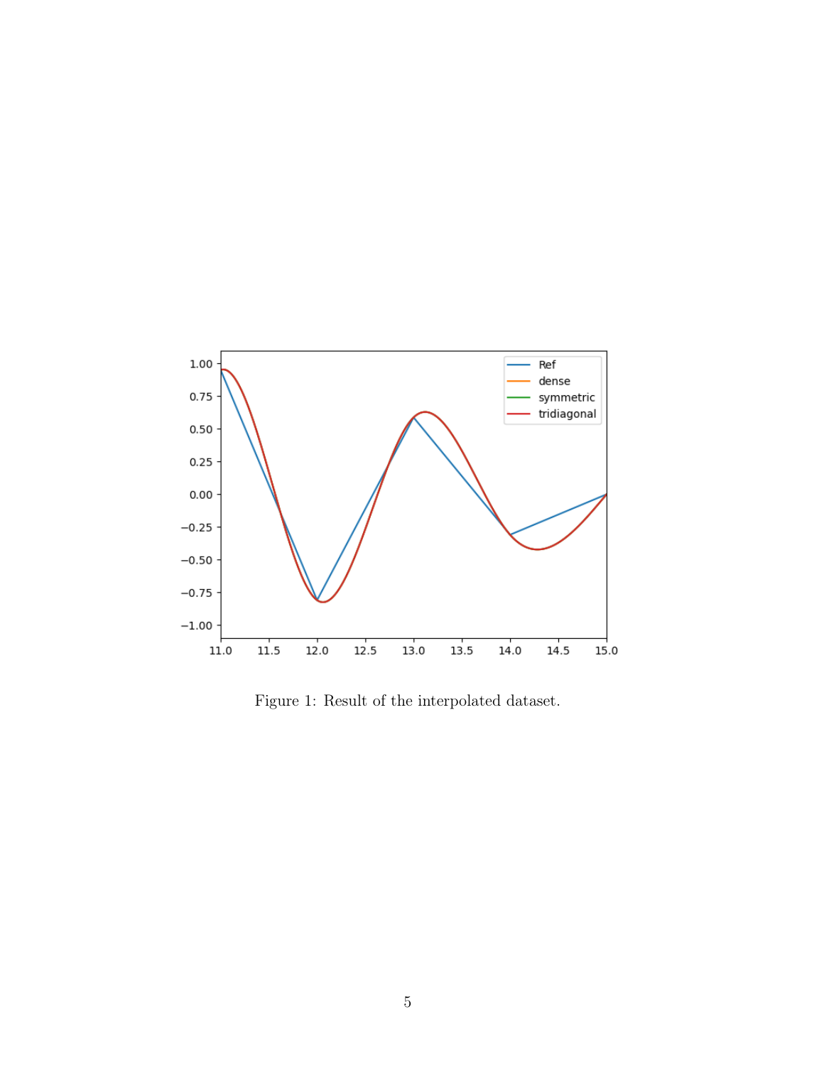1.00
0.75
0.50
0.25
0.00
−0.25
−0.50
−0.75
−1.00

11.0 11.5 12.0 12.5 13.0 13.5 14.0 14.5 15.0

Ref
dense
symmetric
tridiagonal

Figure 1: Result of the interpolated dataset.